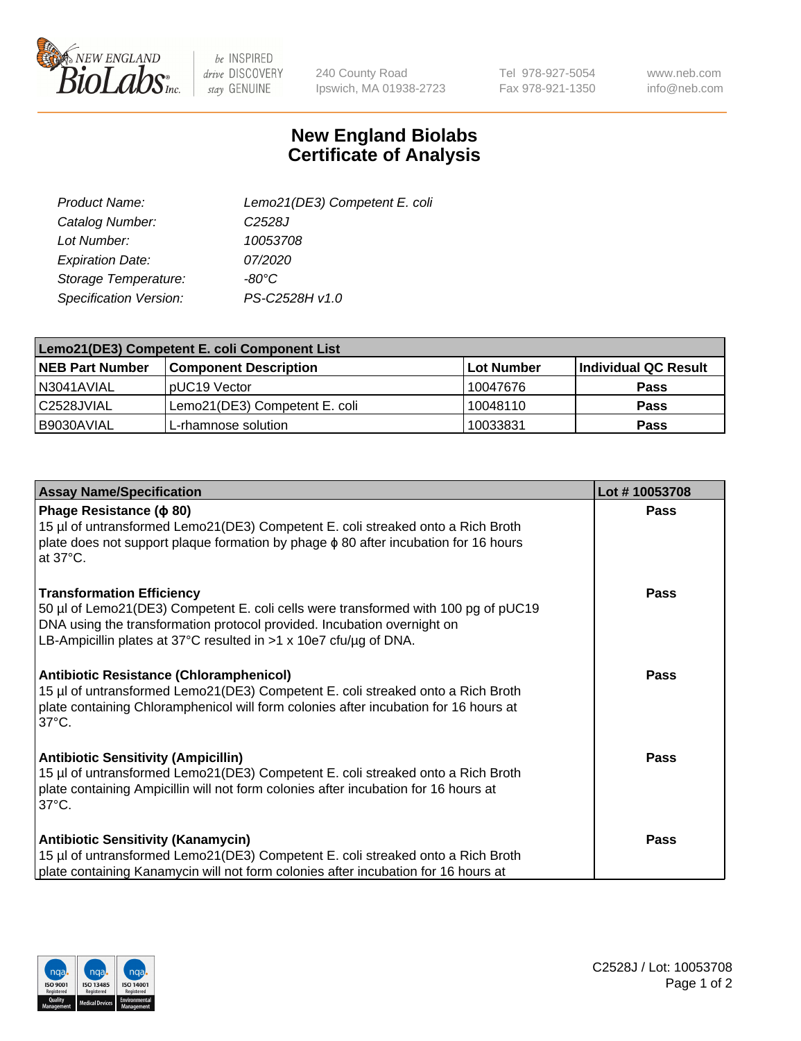# New England Biolabs Certificate of Analysis

| | |
|---|---|
| *Product Name:* | *Lemo21(DE3) Competent E. coli* |
| *Catalog Number:* | *C2528J* |
| *Lot Number:* | *10053708* |
| *Expiration Date:* | *07/2020* |
| *Storage Temperature:* | *-80°C* |
| *Specification Version:* | *PS-C2528H v1.0* |

| Lemo21(DE3) Competent E. coli Component List | | | |
|---|---|---|---|
| **NEB Part Number** | **Component Description** | **Lot Number** | **Individual QC Result** |
| N3041AVIAL | pUC19 Vector | 10047676 | **Pass** |
| C2528JVIAL | Lemo21(DE3) Competent E. coli | 10048110 | **Pass** |
| B9030AVIAL | L-rhamnose solution | 10033831 | **Pass** |

| Assay Name/Specification | Lot # 10053708 |
|---|---|
| **Phage Resistance (ϕ 80)**<br>15 µl of untransformed Lemo21(DE3) Competent E. coli streaked onto a Rich Broth plate does not support plaque formation by phage ϕ 80 after incubation for 16 hours at 37°C. | **Pass** |
| **Transformation Efficiency**<br>50 µl of Lemo21(DE3) Competent E. coli cells were transformed with 100 pg of pUC19 DNA using the transformation protocol provided. Incubation overnight on LB-Ampicillin plates at 37°C resulted in >1 x 10e7 cfu/µg of DNA. | **Pass** |
| **Antibiotic Resistance (Chloramphenicol)**<br>15 µl of untransformed Lemo21(DE3) Competent E. coli streaked onto a Rich Broth plate containing Chloramphenicol will form colonies after incubation for 16 hours at 37°C. | **Pass** |
| **Antibiotic Sensitivity (Ampicillin)**<br>15 µl of untransformed Lemo21(DE3) Competent E. coli streaked onto a Rich Broth plate containing Ampicillin will not form colonies after incubation for 16 hours at 37°C. | **Pass** |
| **Antibiotic Sensitivity (Kanamycin)**<br>15 µl of untransformed Lemo21(DE3) Competent E. coli streaked onto a Rich Broth plate containing Kanamycin will not form colonies after incubation for 16 hours at | **Pass** |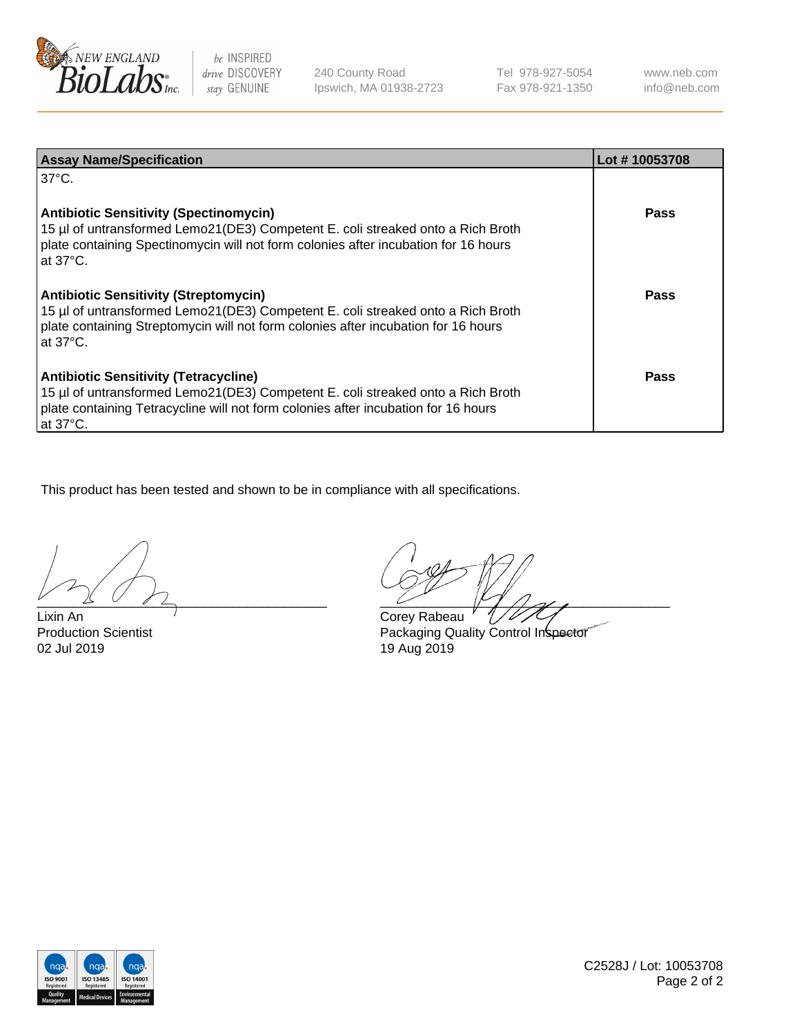| Assay Name/Specification | Lot # 10053708 |
|---|---|
| 37°C. | |
| **Antibiotic Sensitivity (Spectinomycin)**<br>15 µl of untransformed Lemo21(DE3) Competent E. coli streaked onto a Rich Broth plate containing Spectinomycin will not form colonies after incubation for 16 hours at 37°C. | **Pass** |
| **Antibiotic Sensitivity (Streptomycin)**<br>15 µl of untransformed Lemo21(DE3) Competent E. coli streaked onto a Rich Broth plate containing Streptomycin will not form colonies after incubation for 16 hours at 37°C. | **Pass** |
| **Antibiotic Sensitivity (Tetracycline)**<br>15 µl of untransformed Lemo21(DE3) Competent E. coli streaked onto a Rich Broth plate containing Tetracycline will not form colonies after incubation for 16 hours at 37°C. | **Pass** |

This product has been tested and shown to be in compliance with all specifications.

Lixin An
Production Scientist
02 Jul 2019

Corey Rabeau
Packaging Quality Control Inspector
19 Aug 2019

C2528J / Lot: 10053708